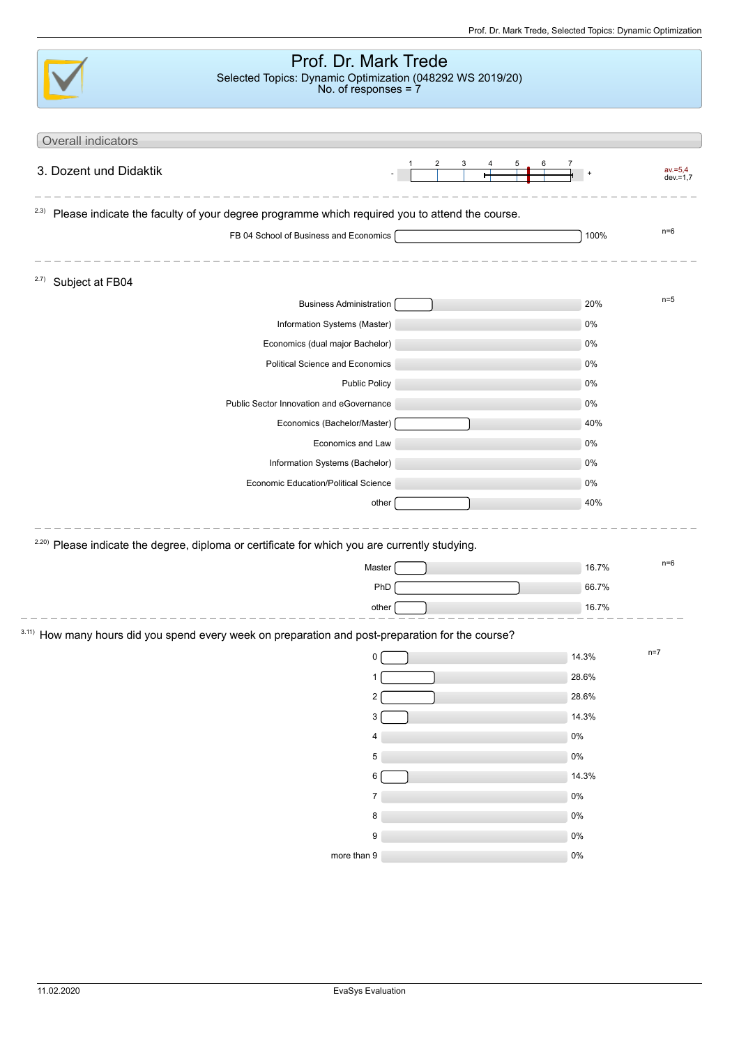# Prof. Dr. Mark Trede

Selected Topics: Dynamic Optimization (048292 WS 2019/20)
No. of responses = 7

## Overall indicators

| 3. Dozent und Didaktik | - 1 2 3 4 5 6 7 + | av.=5,4 dev.=1,7 |
|---|---|---|

---

**2.3)** Please indicate the faculty of your degree programme which required you to attend the course.

| Answer | Percentage | n |
|---|---|---|
| FB 04 School of Business and Economics | 100% | n=6 |

---

**2.7)** Subject at FB04

| Answer | Percentage | n |
|---|---|---|
| Business Administration | 20% | n=5 |
| Information Systems (Master) | 0% | |
| Economics (dual major Bachelor) | 0% | |
| Political Science and Economics | 0% | |
| Public Policy | 0% | |
| Public Sector Innovation and eGovernance | 0% | |
| Economics (Bachelor/Master) | 40% | |
| Economics and Law | 0% | |
| Information Systems (Bachelor) | 0% | |
| Economic Education/Political Science | 0% | |
| other | 40% | |

---

**2.20)** Please indicate the degree, diploma or certificate for which you are currently studying.

| Answer | Percentage | n |
|---|---|---|
| Master | 16.7% | n=6 |
| PhD | 66.7% | |
| other | 16.7% | |

---

**3.11)** How many hours did you spend every week on preparation and post-preparation for the course?

| Answer | Percentage | n |
|---|---|---|
| 0 | 14.3% | n=7 |
| 1 | 28.6% | |
| 2 | 28.6% | |
| 3 | 14.3% | |
| 4 | 0% | |
| 5 | 0% | |
| 6 | 14.3% | |
| 7 | 0% | |
| 8 | 0% | |
| 9 | 0% | |
| more than 9 | 0% | |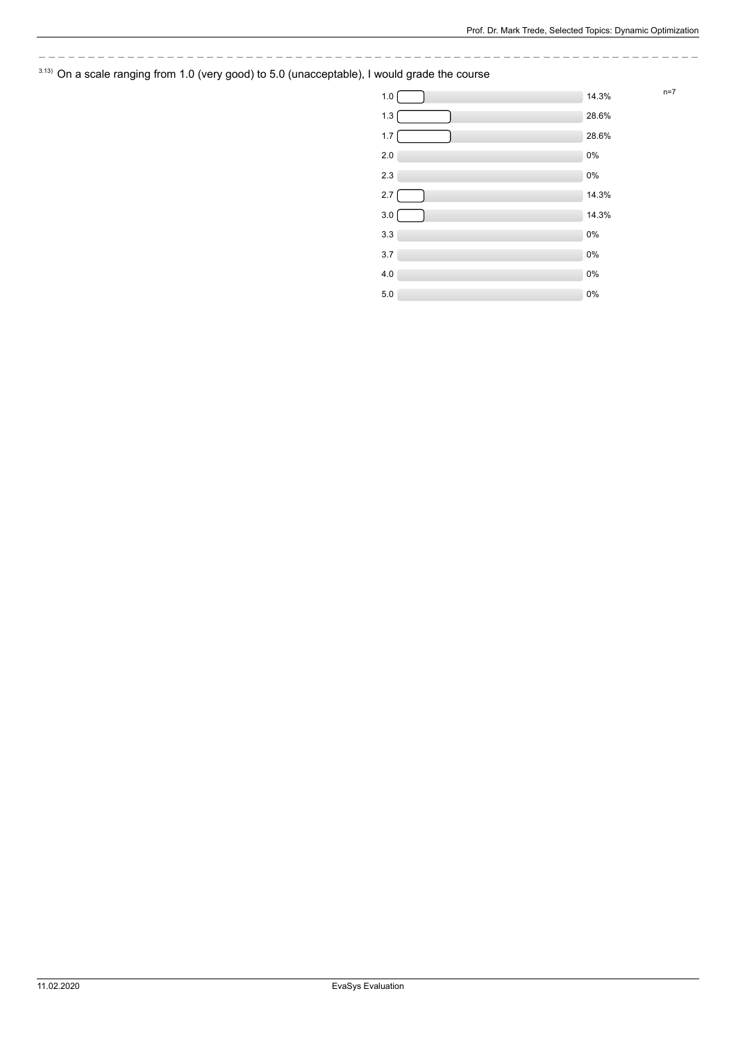[3.13] On a scale ranging from 1.0 (very good) to 5.0 (unacceptable), I would grade the course

n=7

| Grade | Percentage |
| --- | --- |
| 1.0 | 14.3% |
| 1.3 | 28.6% |
| 1.7 | 28.6% |
| 2.0 | 0% |
| 2.3 | 0% |
| 2.7 | 14.3% |
| 3.0 | 14.3% |
| 3.3 | 0% |
| 3.7 | 0% |
| 4.0 | 0% |
| 5.0 | 0% |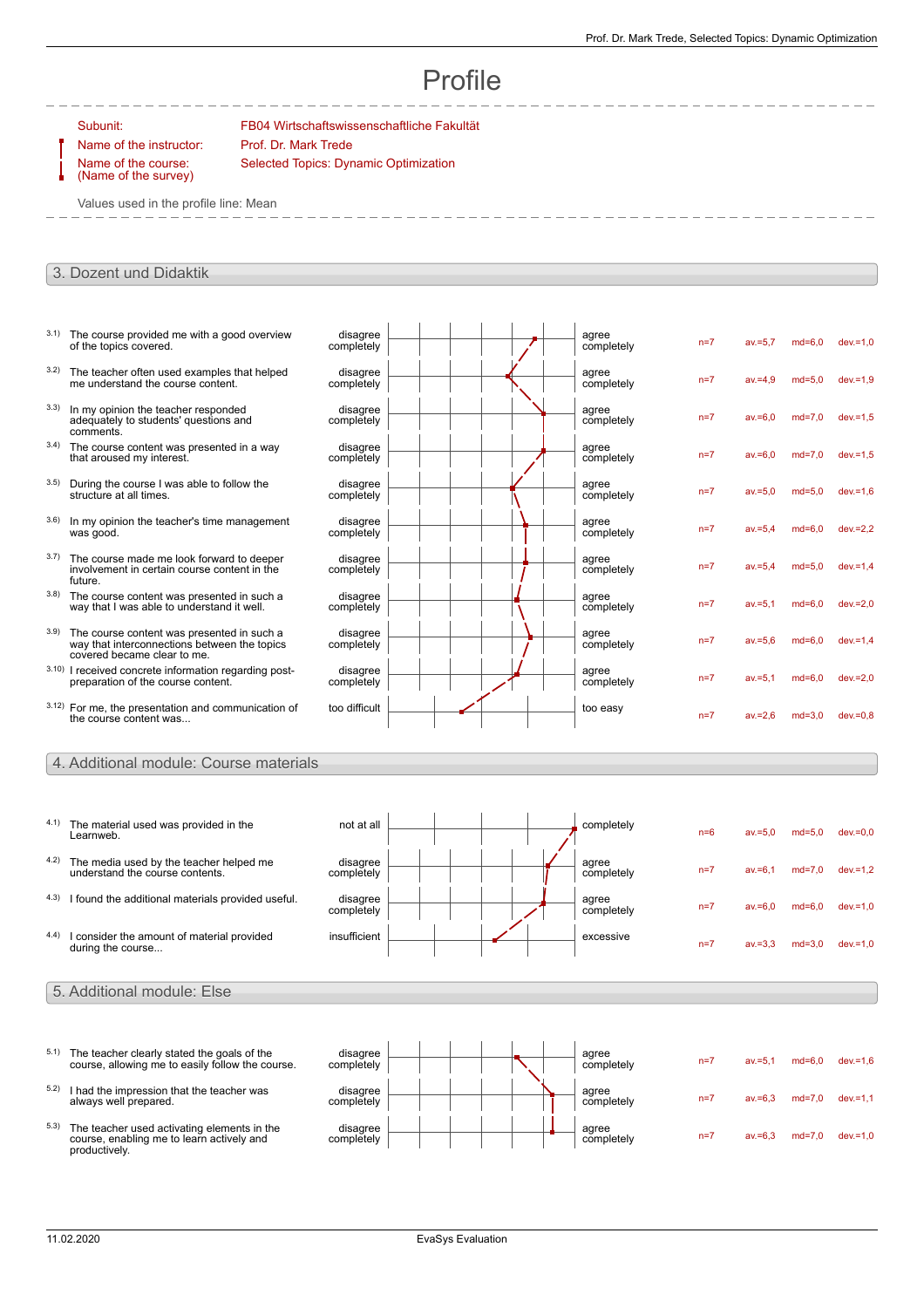# Profile

Subunit: FB04 Wirtschaftswissenschaftliche Fakultät

Name of the instructor: Prof. Dr. Mark Trede

Name of the course: (Name of the survey) Selected Topics: Dynamic Optimization

Values used in the profile line: Mean

## 3. Dozent und Didaktik

| No. | Question | Left pole | Right pole | n | av. | md | dev. |
|---|---|---|---|---|---|---|---|
| 3.1) | The course provided me with a good overview of the topics covered. | disagree completely | agree completely | n=7 | av.=5,7 | md=6,0 | dev.=1,0 |
| 3.2) | The teacher often used examples that helped me understand the course content. | disagree completely | agree completely | n=7 | av.=4,9 | md=5,0 | dev.=1,9 |
| 3.3) | In my opinion the teacher responded adequately to students' questions and comments. | disagree completely | agree completely | n=7 | av.=6,0 | md=7,0 | dev.=1,5 |
| 3.4) | The course content was presented in a way that aroused my interest. | disagree completely | agree completely | n=7 | av.=6,0 | md=7,0 | dev.=1,5 |
| 3.5) | During the course I was able to follow the structure at all times. | disagree completely | agree completely | n=7 | av.=5,0 | md=5,0 | dev.=1,6 |
| 3.6) | In my opinion the teacher's time management was good. | disagree completely | agree completely | n=7 | av.=5,4 | md=6,0 | dev.=2,2 |
| 3.7) | The course made me look forward to deeper involvement in certain course content in the future. | disagree completely | agree completely | n=7 | av.=5,4 | md=5,0 | dev.=1,4 |
| 3.8) | The course content was presented in such a way that I was able to understand it well. | disagree completely | agree completely | n=7 | av.=5,1 | md=6,0 | dev.=2,0 |
| 3.9) | The course content was presented in such a way that interconnections between the topics covered became clear to me. | disagree completely | agree completely | n=7 | av.=5,6 | md=6,0 | dev.=1,4 |
| 3.10) | I received concrete information regarding post-preparation of the course content. | disagree completely | agree completely | n=7 | av.=5,1 | md=6,0 | dev.=2,0 |
| 3.12) | For me, the presentation and communication of the course content was... | too difficult | too easy | n=7 | av.=2,6 | md=3,0 | dev.=0,8 |

## 4. Additional module: Course materials

| No. | Question | Left pole | Right pole | n | av. | md | dev. |
|---|---|---|---|---|---|---|---|
| 4.1) | The material used was provided in the Learnweb. | not at all | completely | n=6 | av.=5,0 | md=5,0 | dev.=0,0 |
| 4.2) | The media used by the teacher helped me understand the course contents. | disagree completely | agree completely | n=7 | av.=6,1 | md=7,0 | dev.=1,2 |
| 4.3) | I found the additional materials provided useful. | disagree completely | agree completely | n=7 | av.=6,0 | md=6,0 | dev.=1,0 |
| 4.4) | I consider the amount of material provided during the course... | insufficient | excessive | n=7 | av.=3,3 | md=3,0 | dev.=1,0 |

## 5. Additional module: Else

| No. | Question | Left pole | Right pole | n | av. | md | dev. |
|---|---|---|---|---|---|---|---|
| 5.1) | The teacher clearly stated the goals of the course, allowing me to easily follow the course. | disagree completely | agree completely | n=7 | av.=5,1 | md=6,0 | dev.=1,6 |
| 5.2) | I had the impression that the teacher was always well prepared. | disagree completely | agree completely | n=7 | av.=6,3 | md=7,0 | dev.=1,1 |
| 5.3) | The teacher used activating elements in the course, enabling me to learn actively and productively. | disagree completely | agree completely | n=7 | av.=6,3 | md=7,0 | dev.=1,0 |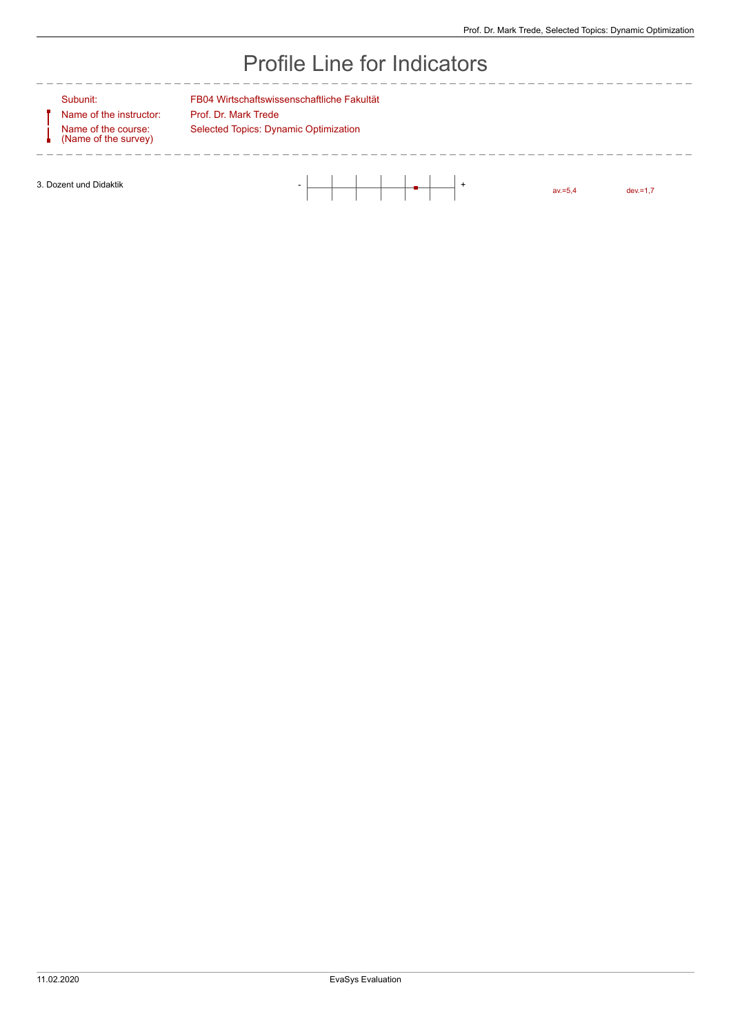# Profile Line for Indicators

Subunit: FB04 Wirtschaftswissenschaftliche Fakultät

Name of the instructor: Prof. Dr. Mark Trede

Name of the course: (Name of the survey) Selected Topics: Dynamic Optimization

3. Dozent und Didaktik

-

+

av.=5,4

dev.=1,7